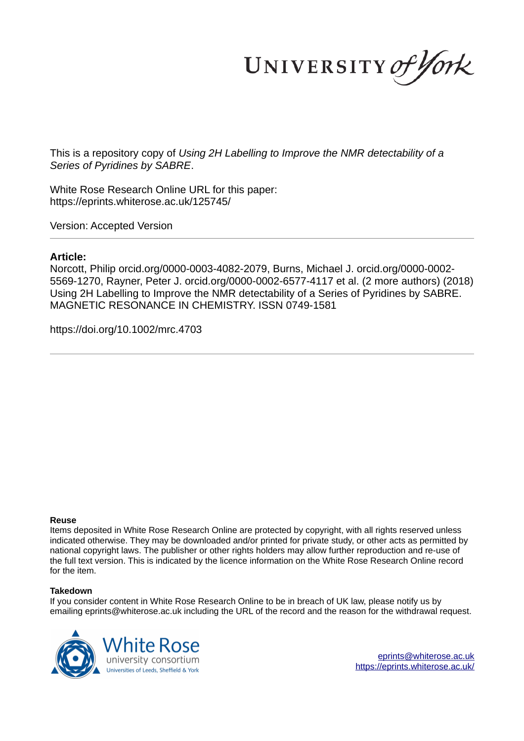This is a repository copy of *Using 2H Labelling to Improve the NMR detectability of a Series of Pyridines by SABRE*.

White Rose Research Online URL for this paper:
https://eprints.whiterose.ac.uk/125745/

Version: Accepted Version

## Article:

Norcott, Philip orcid.org/0000-0003-4082-2079, Burns, Michael J. orcid.org/0000-0002-5569-1270, Rayner, Peter J. orcid.org/0000-0002-6577-4117 et al. (2 more authors) (2018) Using 2H Labelling to Improve the NMR detectability of a Series of Pyridines by SABRE. MAGNETIC RESONANCE IN CHEMISTRY. ISSN 0749-1581

https://doi.org/10.1002/mrc.4703

### Reuse

Items deposited in White Rose Research Online are protected by copyright, with all rights reserved unless indicated otherwise. They may be downloaded and/or printed for private study, or other acts as permitted by national copyright laws. The publisher or other rights holders may allow further reproduction and re-use of the full text version. This is indicated by the licence information on the White Rose Research Online record for the item.

### Takedown

If you consider content in White Rose Research Online to be in breach of UK law, please notify us by emailing eprints@whiterose.ac.uk including the URL of the record and the reason for the withdrawal request.

eprints@whiterose.ac.uk
https://eprints.whiterose.ac.uk/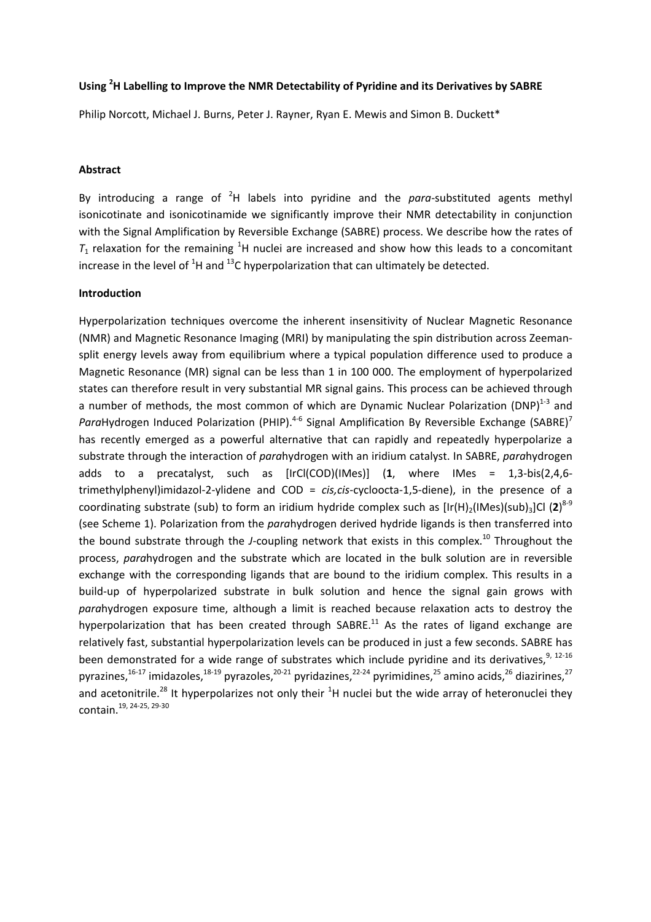**Using $^2$H Labelling to Improve the NMR Detectability of Pyridine and its Derivatives by SABRE**

Philip Norcott, Michael J. Burns, Peter J. Rayner, Ryan E. Mewis and Simon B. Duckett*

**Abstract**

By introducing a range of $^2$H labels into pyridine and the *para*-substituted agents methyl isonicotinate and isonicotinamide we significantly improve their NMR detectability in conjunction with the Signal Amplification by Reversible Exchange (SABRE) process. We describe how the rates of $T_1$ relaxation for the remaining $^1$H nuclei are increased and show how this leads to a concomitant increase in the level of $^1$H and $^{13}$C hyperpolarization that can ultimately be detected.

**Introduction**

Hyperpolarization techniques overcome the inherent insensitivity of Nuclear Magnetic Resonance (NMR) and Magnetic Resonance Imaging (MRI) by manipulating the spin distribution across Zeeman-split energy levels away from equilibrium where a typical population difference used to produce a Magnetic Resonance (MR) signal can be less than 1 in 100 000. The employment of hyperpolarized states can therefore result in very substantial MR signal gains. This process can be achieved through a number of methods, the most common of which are Dynamic Nuclear Polarization (DNP)[1-3] and *Para*Hydrogen Induced Polarization (PHIP).[4-6] Signal Amplification By Reversible Exchange (SABRE)[7] has recently emerged as a powerful alternative that can rapidly and repeatedly hyperpolarize a substrate through the interaction of *para*hydrogen with an iridium catalyst. In SABRE, *para*hydrogen adds to a precatalyst, such as [IrCl(COD)(IMes)] (**1**, where IMes = 1,3-bis(2,4,6-trimethylphenyl)imidazol-2-ylidene and COD = *cis,cis*-cycloocta-1,5-diene), in the presence of a coordinating substrate (sub) to form an iridium hydride complex such as $[Ir(H)_2(IMes)(sub)_3]Cl$ (**2**)[8-9] (see Scheme 1). Polarization from the *para*hydrogen derived hydride ligands is then transferred into the bound substrate through the *J*-coupling network that exists in this complex.[10] Throughout the process, *para*hydrogen and the substrate which are located in the bulk solution are in reversible exchange with the corresponding ligands that are bound to the iridium complex. This results in a build-up of hyperpolarized substrate in bulk solution and hence the signal gain grows with *para*hydrogen exposure time, although a limit is reached because relaxation acts to destroy the hyperpolarization that has been created through SABRE.[11] As the rates of ligand exchange are relatively fast, substantial hyperpolarization levels can be produced in just a few seconds. SABRE has been demonstrated for a wide range of substrates which include pyridine and its derivatives,[9, 12-16] pyrazines,[16-17] imidazoles,[18-19] pyrazoles,[20-21] pyridazines,[22-24] pyrimidines,[25] amino acids,[26] diazirines,[27] and acetonitrile.[28] It hyperpolarizes not only their $^1$H nuclei but the wide array of heteronuclei they contain.[19, 24-25, 29-30]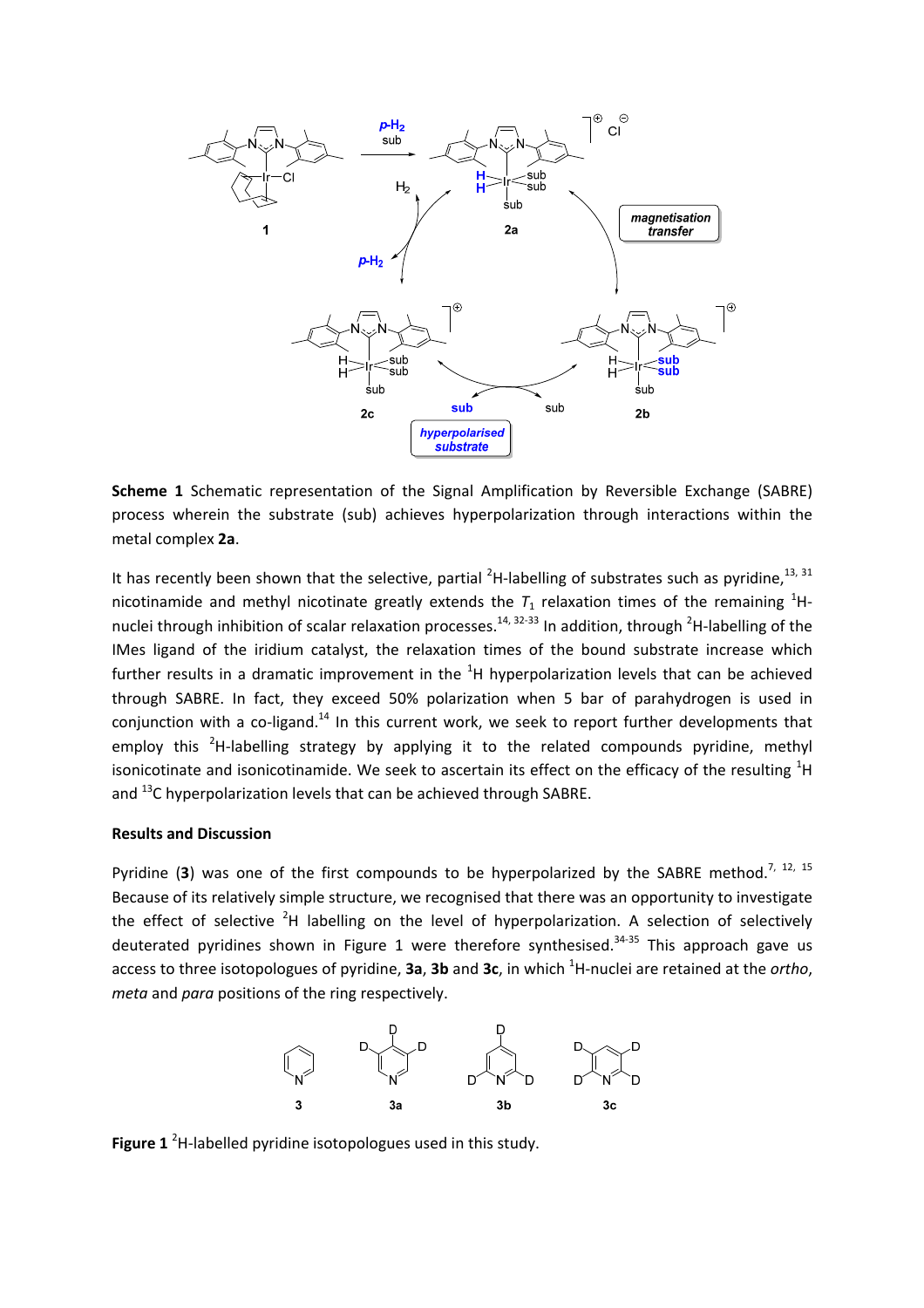**Scheme 1** Schematic representation of the Signal Amplification by Reversible Exchange (SABRE) process wherein the substrate (sub) achieves hyperpolarization through interactions within the metal complex **2a**.

It has recently been shown that the selective, partial $^2$H-labelling of substrates such as pyridine,[13, 31] nicotinamide and methyl nicotinate greatly extends the $T_1$ relaxation times of the remaining $^1$H-nuclei through inhibition of scalar relaxation processes.[14, 32-33] In addition, through $^2$H-labelling of the IMes ligand of the iridium catalyst, the relaxation times of the bound substrate increase which further results in a dramatic improvement in the $^1$H hyperpolarization levels that can be achieved through SABRE. In fact, they exceed 50% polarization when 5 bar of parahydrogen is used in conjunction with a co-ligand.[14] In this current work, we seek to report further developments that employ this $^2$H-labelling strategy by applying it to the related compounds pyridine, methyl isonicotinate and isonicotinamide. We seek to ascertain its effect on the efficacy of the resulting $^1$H and $^{13}$C hyperpolarization levels that can be achieved through SABRE.

**Results and Discussion**

Pyridine (**3**) was one of the first compounds to be hyperpolarized by the SABRE method.[7, 12, 15] Because of its relatively simple structure, we recognised that there was an opportunity to investigate the effect of selective $^2$H labelling on the level of hyperpolarization. A selection of selectively deuterated pyridines shown in Figure 1 were therefore synthesised.[34-35] This approach gave us access to three isotopologues of pyridine, **3a**, **3b** and **3c**, in which $^1$H-nuclei are retained at the *ortho*, *meta* and *para* positions of the ring respectively.

**Figure 1** $^2$H-labelled pyridine isotopologues used in this study.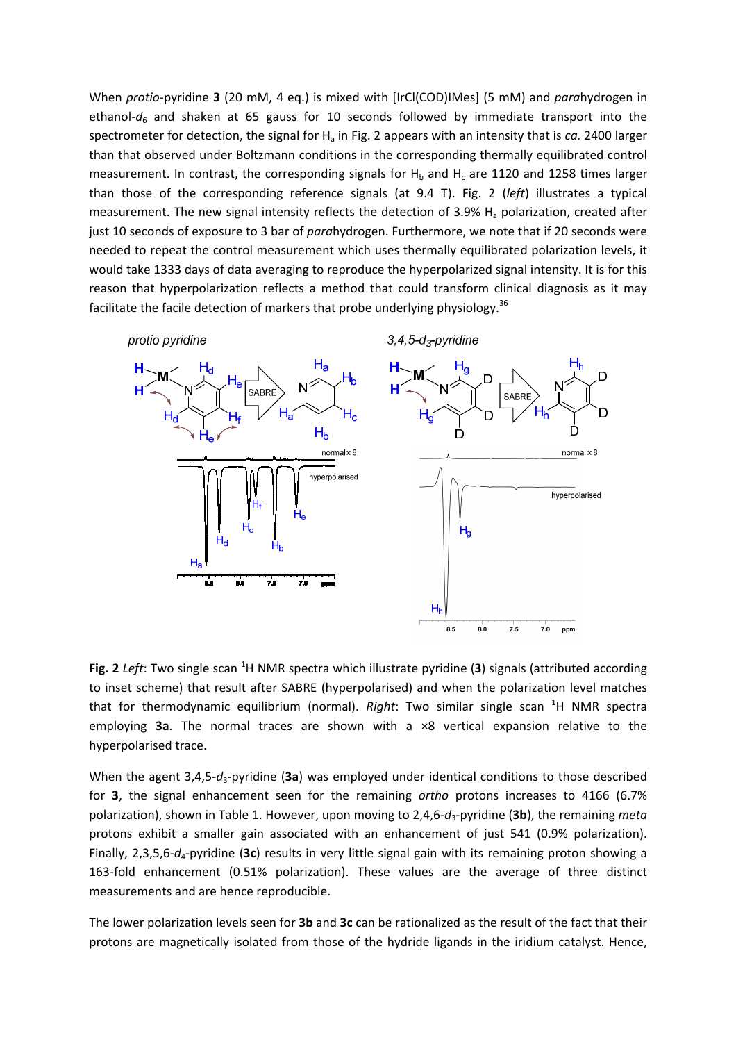When *protio*-pyridine **3** (20 mM, 4 eq.) is mixed with [IrCl(COD)IMes] (5 mM) and *para*hydrogen in ethanol-$d_6$ and shaken at 65 gauss for 10 seconds followed by immediate transport into the spectrometer for detection, the signal for $H_a$ in Fig. 2 appears with an intensity that is *ca.* 2400 larger than that observed under Boltzmann conditions in the corresponding thermally equilibrated control measurement. In contrast, the corresponding signals for $H_b$ and $H_c$ are 1120 and 1258 times larger than those of the corresponding reference signals (at 9.4 T). Fig. 2 (*left*) illustrates a typical measurement. The new signal intensity reflects the detection of 3.9% $H_a$ polarization, created after just 10 seconds of exposure to 3 bar of *para*hydrogen. Furthermore, we note that if 20 seconds were needed to repeat the control measurement which uses thermally equilibrated polarization levels, it would take 1333 days of data averaging to reproduce the hyperpolarized signal intensity. It is for this reason that hyperpolarization reflects a method that could transform clinical diagnosis as it may facilitate the facile detection of markers that probe underlying physiology.[36]

**Fig. 2** *Left*: Two single scan $^1$H NMR spectra which illustrate pyridine (**3**) signals (attributed according to inset scheme) that result after SABRE (hyperpolarised) and when the polarization level matches that for thermodynamic equilibrium (normal). *Right*: Two similar single scan $^1$H NMR spectra employing **3a**. The normal traces are shown with a ×8 vertical expansion relative to the hyperpolarised trace.

When the agent 3,4,5-$d_3$-pyridine (**3a**) was employed under identical conditions to those described for **3**, the signal enhancement seen for the remaining *ortho* protons increases to 4166 (6.7% polarization), shown in Table 1. However, upon moving to 2,4,6-$d_3$-pyridine (**3b**), the remaining *meta* protons exhibit a smaller gain associated with an enhancement of just 541 (0.9% polarization). Finally, 2,3,5,6-$d_4$-pyridine (**3c**) results in very little signal gain with its remaining proton showing a 163-fold enhancement (0.51% polarization). These values are the average of three distinct measurements and are hence reproducible.

The lower polarization levels seen for **3b** and **3c** can be rationalized as the result of the fact that their protons are magnetically isolated from those of the hydride ligands in the iridium catalyst. Hence,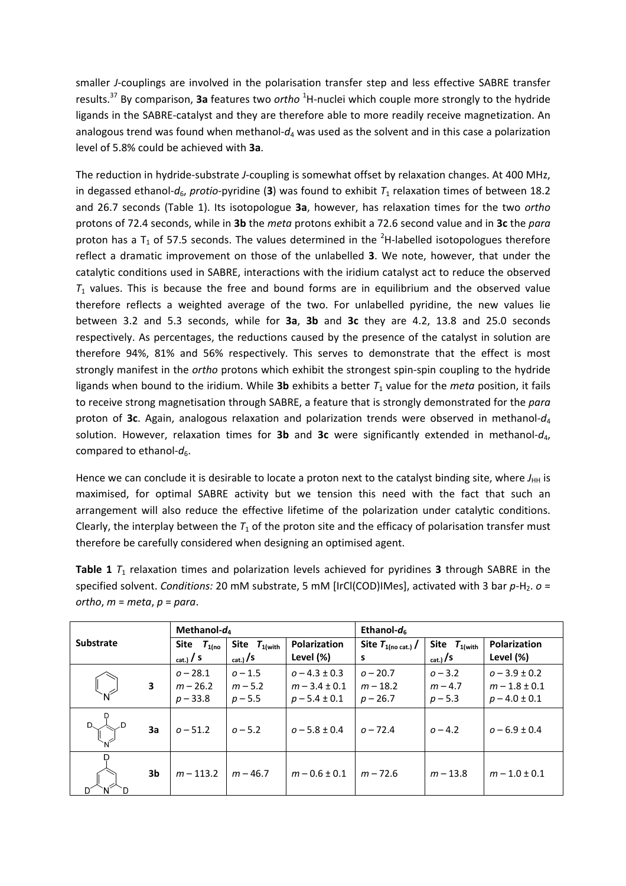smaller *J*-couplings are involved in the polarisation transfer step and less effective SABRE transfer results.[37] By comparison, **3a** features two *ortho* $^1$H-nuclei which couple more strongly to the hydride ligands in the SABRE-catalyst and they are therefore able to more readily receive magnetization. An analogous trend was found when methanol-$d_4$ was used as the solvent and in this case a polarization level of 5.8% could be achieved with **3a**.

The reduction in hydride-substrate *J*-coupling is somewhat offset by relaxation changes. At 400 MHz, in degassed ethanol-$d_6$, *protio*-pyridine (**3**) was found to exhibit $T_1$ relaxation times of between 18.2 and 26.7 seconds (Table 1). Its isotopologue **3a**, however, has relaxation times for the two *ortho* protons of 72.4 seconds, while in **3b** the *meta* protons exhibit a 72.6 second value and in **3c** the *para* proton has a $T_1$ of 57.5 seconds. The values determined in the $^2$H-labelled isotopologues therefore reflect a dramatic improvement on those of the unlabelled **3**. We note, however, that under the catalytic conditions used in SABRE, interactions with the iridium catalyst act to reduce the observed $T_1$ values. This is because the free and bound forms are in equilibrium and the observed value therefore reflects a weighted average of the two. For unlabelled pyridine, the new values lie between 3.2 and 5.3 seconds, while for **3a**, **3b** and **3c** they are 4.2, 13.8 and 25.0 seconds respectively. As percentages, the reductions caused by the presence of the catalyst in solution are therefore 94%, 81% and 56% respectively. This serves to demonstrate that the effect is most strongly manifest in the *ortho* protons which exhibit the strongest spin-spin coupling to the hydride ligands when bound to the iridium. While **3b** exhibits a better $T_1$ value for the *meta* position, it fails to receive strong magnetisation through SABRE, a feature that is strongly demonstrated for the *para* proton of **3c**. Again, analogous relaxation and polarization trends were observed in methanol-$d_4$ solution. However, relaxation times for **3b** and **3c** were significantly extended in methanol-$d_4$, compared to ethanol-$d_6$.

Hence we can conclude it is desirable to locate a proton next to the catalyst binding site, where $J_{HH}$ is maximised, for optimal SABRE activity but we tension this need with the fact that such an arrangement will also reduce the effective lifetime of the polarization under catalytic conditions. Clearly, the interplay between the $T_1$ of the proton site and the efficacy of polarisation transfer must therefore be carefully considered when designing an optimised agent.

**Table 1** $T_1$ relaxation times and polarization levels achieved for pyridines **3** through SABRE in the specified solvent. *Conditions:* 20 mM substrate, 5 mM [IrCl(COD)IMes], activated with 3 bar *p*-$H_2$. *o* = *ortho*, *m* = *meta*, *p* = *para*.

| Substrate | | Methanol-$d_4$ | | | Ethanol-$d_6$ | | |
|---|---|---|---|---|---|---|---|
| | | Site $T_{1(\text{no cat.})}$ / s | Site $T_{1(\text{with cat.})}$ /s | Polarization Level (%) | Site $T_{1(\text{no cat.})}$ / s | Site $T_{1(\text{with cat.})}$ /s | Polarization Level (%) |
| pyridine | **3** | *o* – 28.1<br>*m* – 26.2<br>*p* – 33.8 | *o* – 1.5<br>*m* – 5.2<br>*p* – 5.5 | *o* – 4.3 ± 0.3<br>*m* – 3.4 ± 0.1<br>*p* – 5.4 ± 0.1 | *o* – 20.7<br>*m* – 18.2<br>*p* – 26.7 | *o* – 3.2<br>*m* – 4.7<br>*p* – 5.3 | *o* – 3.9 ± 0.2<br>*m* – 1.8 ± 0.1<br>*p* – 4.0 ± 0.1 |
| 3,4,5-trideuteropyridine | **3a** | *o* – 51.2 | *o* – 5.2 | *o* – 5.8 ± 0.4 | *o* – 72.4 | *o* – 4.2 | *o* – 6.9 ± 0.4 |
| 2,4,6-trideuteropyridine | **3b** | *m* – 113.2 | *m* – 46.7 | *m* – 0.6 ± 0.1 | *m* – 72.6 | *m* – 13.8 | *m* – 1.0 ± 0.1 |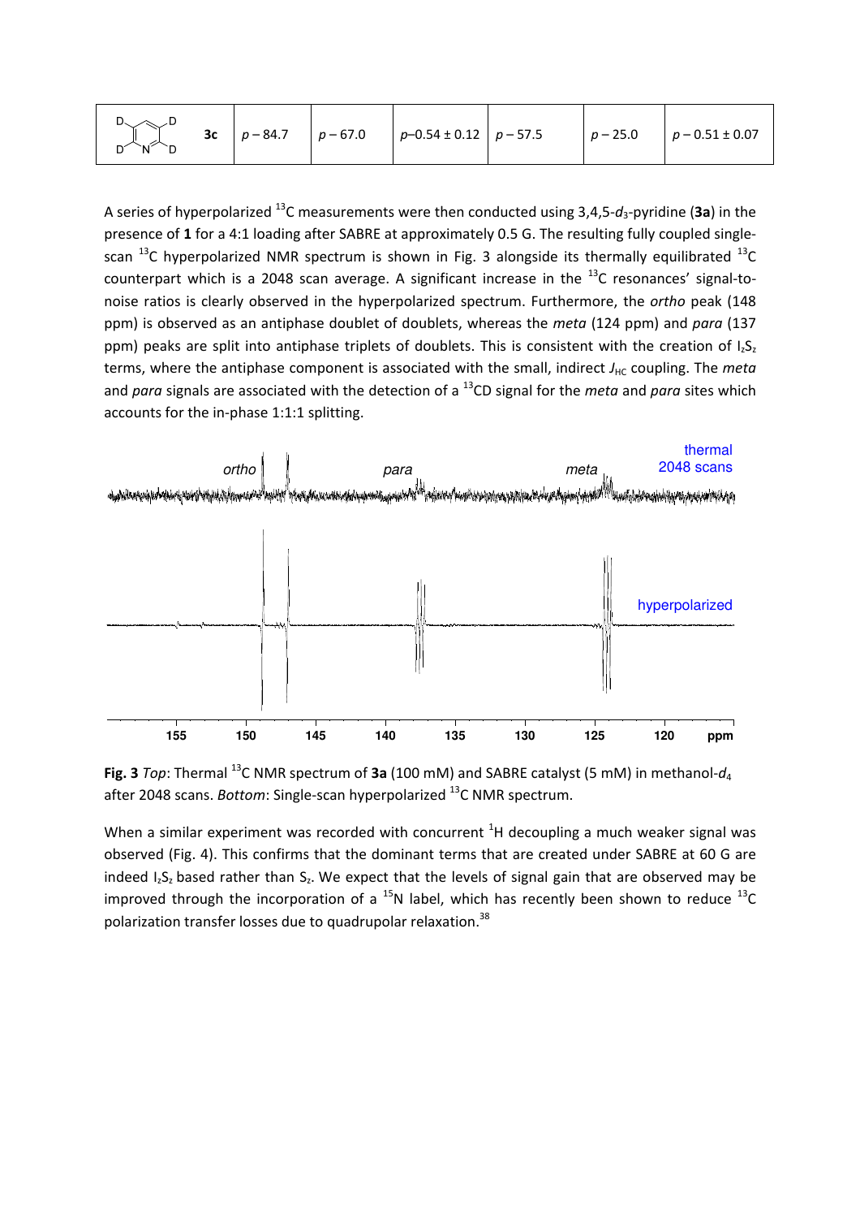| D-pyridine structure | 3c | $p - 84.7$ | $p - 67.0$ | $p$–0.54 ± 0.12 | $p - 57.5$ | $p - 25.0$ | $p - 0.51 \pm 0.07$ |
|---|---|---|---|---|---|---|---|

A series of hyperpolarized $^{13}$C measurements were then conducted using 3,4,5-$d_3$-pyridine (**3a**) in the presence of **1** for a 4:1 loading after SABRE at approximately 0.5 G. The resulting fully coupled single-scan $^{13}$C hyperpolarized NMR spectrum is shown in Fig. 3 alongside its thermally equilibrated $^{13}$C counterpart which is a 2048 scan average. A significant increase in the $^{13}$C resonances' signal-to-noise ratios is clearly observed in the hyperpolarized spectrum. Furthermore, the *ortho* peak (148 ppm) is observed as an antiphase doublet of doublets, whereas the *meta* (124 ppm) and *para* (137 ppm) peaks are split into antiphase triplets of doublets. This is consistent with the creation of $I_zS_z$ terms, where the antiphase component is associated with the small, indirect $J_{HC}$ coupling. The *meta* and *para* signals are associated with the detection of a $^{13}$CD signal for the *meta* and *para* sites which accounts for the in-phase 1:1:1 splitting.

**Fig. 3** *Top*: Thermal $^{13}$C NMR spectrum of **3a** (100 mM) and SABRE catalyst (5 mM) in methanol-$d_4$ after 2048 scans. *Bottom*: Single-scan hyperpolarized $^{13}$C NMR spectrum.

When a similar experiment was recorded with concurrent $^1$H decoupling a much weaker signal was observed (Fig. 4). This confirms that the dominant terms that are created under SABRE at 60 G are indeed $I_zS_z$ based rather than $S_z$. We expect that the levels of signal gain that are observed may be improved through the incorporation of a $^{15}$N label, which has recently been shown to reduce $^{13}$C polarization transfer losses due to quadrupolar relaxation.[38]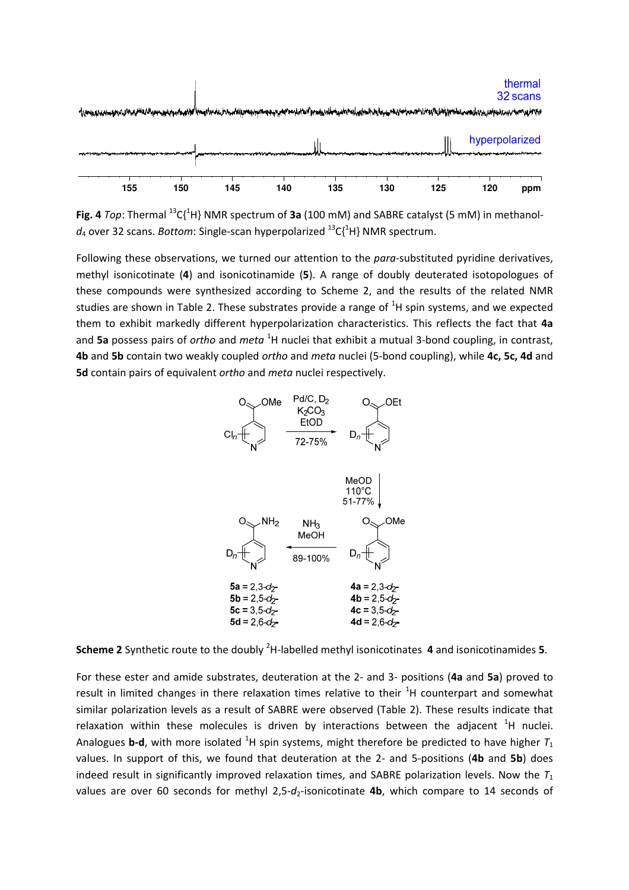**Fig. 4** *Top*: Thermal $^{13}C\{^1H\}$ NMR spectrum of **3a** (100 mM) and SABRE catalyst (5 mM) in methanol-$d_4$ over 32 scans. *Bottom*: Single-scan hyperpolarized $^{13}C\{^1H\}$ NMR spectrum.

Following these observations, we turned our attention to the *para*-substituted pyridine derivatives, methyl isonicotinate (**4**) and isonicotinamide (**5**). A range of doubly deuterated isotopologues of these compounds were synthesized according to Scheme 2, and the results of the related NMR studies are shown in Table 2. These substrates provide a range of $^1H$ spin systems, and we expected them to exhibit markedly different hyperpolarization characteristics. This reflects the fact that **4a** and **5a** possess pairs of *ortho* and *meta* $^1H$ nuclei that exhibit a mutual 3-bond coupling, in contrast, **4b** and **5b** contain two weakly coupled *ortho* and *meta* nuclei (5-bond coupling), while **4c, 5c, 4d** and **5d** contain pairs of equivalent *ortho* and *meta* nuclei respectively.

**Scheme 2** Synthetic route to the doubly $^2H$-labelled methyl isonicotinates **4** and isonicotinamides **5**.

For these ester and amide substrates, deuteration at the 2- and 3- positions (**4a** and **5a**) proved to result in limited changes in there relaxation times relative to their $^1H$ counterpart and somewhat similar polarization levels as a result of SABRE were observed (Table 2). These results indicate that relaxation within these molecules is driven by interactions between the adjacent $^1H$ nuclei. Analogues **b-d**, with more isolated $^1H$ spin systems, might therefore be predicted to have higher $T_1$ values. In support of this, we found that deuteration at the 2- and 5-positions (**4b** and **5b**) does indeed result in significantly improved relaxation times, and SABRE polarization levels. Now the $T_1$ values are over 60 seconds for methyl 2,5-$d_2$-isonicotinate **4b**, which compare to 14 seconds of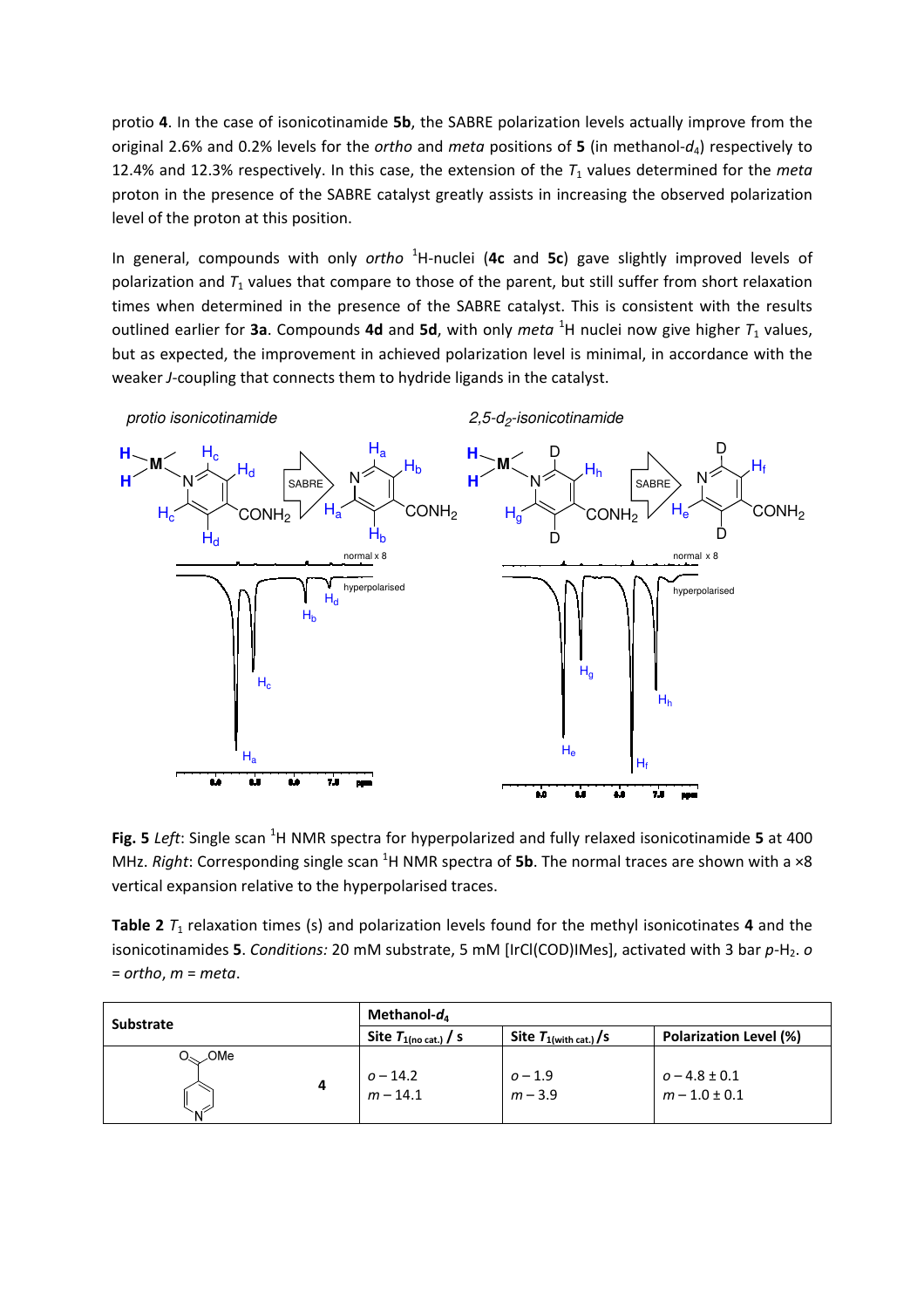protio **4**. In the case of isonicotinamide **5b**, the SABRE polarization levels actually improve from the original 2.6% and 0.2% levels for the *ortho* and *meta* positions of **5** (in methanol-$d_4$) respectively to 12.4% and 12.3% respectively. In this case, the extension of the $T_1$ values determined for the *meta* proton in the presence of the SABRE catalyst greatly assists in increasing the observed polarization level of the proton at this position.

In general, compounds with only *ortho* $^1$H-nuclei (**4c** and **5c**) gave slightly improved levels of polarization and $T_1$ values that compare to those of the parent, but still suffer from short relaxation times when determined in the presence of the SABRE catalyst. This is consistent with the results outlined earlier for **3a**. Compounds **4d** and **5d**, with only *meta* $^1$H nuclei now give higher $T_1$ values, but as expected, the improvement in achieved polarization level is minimal, in accordance with the weaker *J*-coupling that connects them to hydride ligands in the catalyst.

**Fig. 5** *Left*: Single scan $^1$H NMR spectra for hyperpolarized and fully relaxed isonicotinamide **5** at 400 MHz. *Right*: Corresponding single scan $^1$H NMR spectra of **5b**. The normal traces are shown with a ×8 vertical expansion relative to the hyperpolarised traces.

**Table 2** $T_1$ relaxation times (s) and polarization levels found for the methyl isonicotinates **4** and the isonicotinamides **5**. *Conditions:* 20 mM substrate, 5 mM [IrCl(COD)IMes], activated with 3 bar *p*-$H_2$. *o* = *ortho*, *m* = *meta*.

| Substrate | Methanol-$d_4$ | | |
|---|---|---|---|
| | Site $T_{1(\text{no cat.})}$ / s | Site $T_{1(\text{with cat.})}$ /s | Polarization Level (%) |
| **4** | *o* – 14.2<br>*m* – 14.1 | *o* – 1.9<br>*m* – 3.9 | *o* – 4.8 ± 0.1<br>*m* – 1.0 ± 0.1 |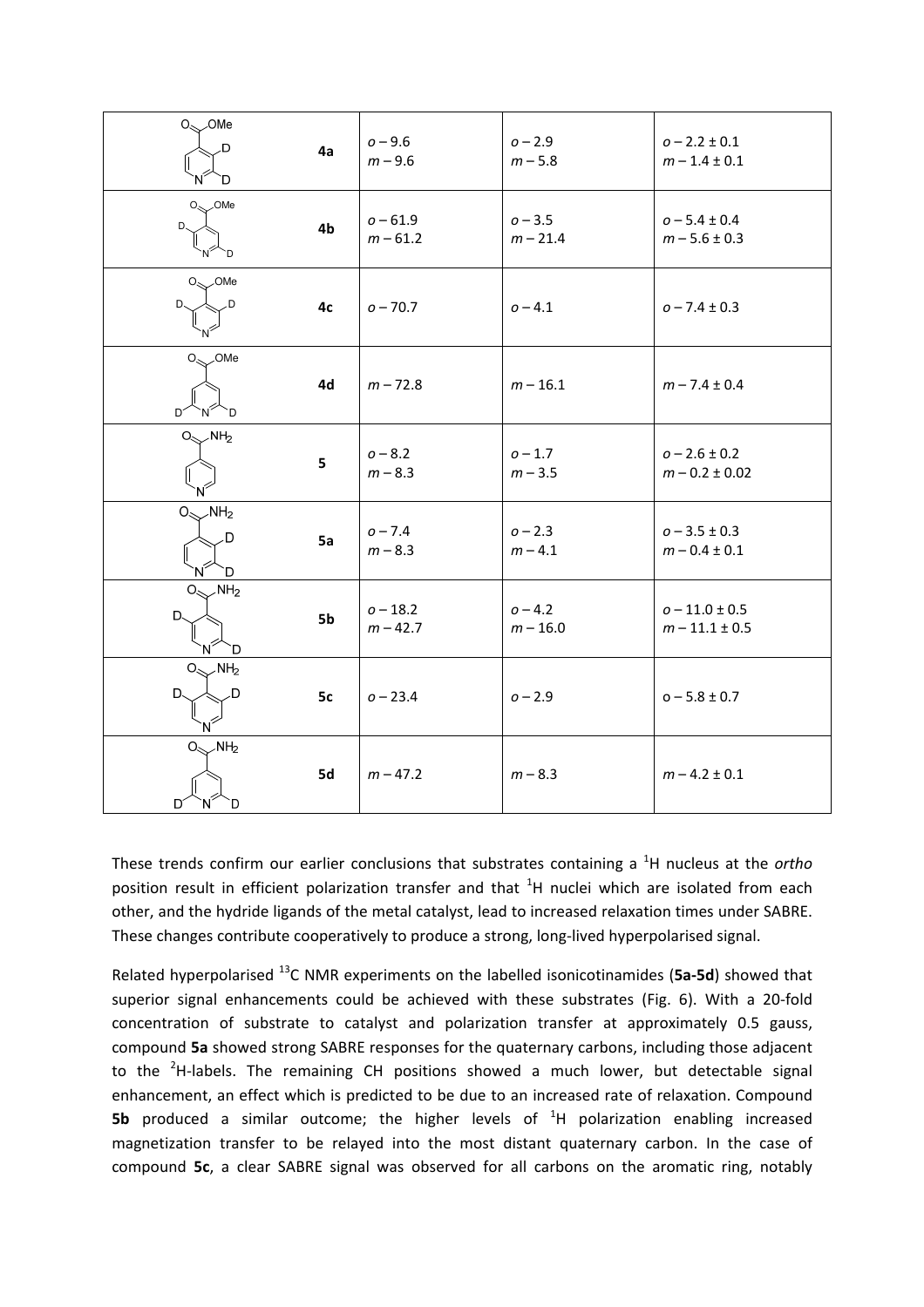| | | | | |
|---|---|---|---|---|
| | 4a | *o* – 9.6<br>*m* – 9.6 | *o* – 2.9<br>*m* – 5.8 | *o* – 2.2 ± 0.1<br>*m* – 1.4 ± 0.1 |
| | 4b | *o* – 61.9<br>*m* – 61.2 | *o* – 3.5<br>*m* – 21.4 | *o* – 5.4 ± 0.4<br>*m* – 5.6 ± 0.3 |
| | 4c | *o* – 70.7 | *o* – 4.1 | *o* – 7.4 ± 0.3 |
| | 4d | *m* – 72.8 | *m* – 16.1 | *m* – 7.4 ± 0.4 |
| | 5 | *o* – 8.2<br>*m* – 8.3 | *o* – 1.7<br>*m* – 3.5 | *o* – 2.6 ± 0.2<br>*m* – 0.2 ± 0.02 |
| | 5a | *o* – 7.4<br>*m* – 8.3 | *o* – 2.3<br>*m* – 4.1 | *o* – 3.5 ± 0.3<br>*m* – 0.4 ± 0.1 |
| | 5b | *o* – 18.2<br>*m* – 42.7 | *o* – 4.2<br>*m* – 16.0 | *o* – 11.0 ± 0.5<br>*m* – 11.1 ± 0.5 |
| | 5c | *o* – 23.4 | *o* – 2.9 | o – 5.8 ± 0.7 |
| | 5d | *m* – 47.2 | *m* – 8.3 | *m* – 4.2 ± 0.1 |

These trends confirm our earlier conclusions that substrates containing a $^1$H nucleus at the *ortho* position result in efficient polarization transfer and that $^1$H nuclei which are isolated from each other, and the hydride ligands of the metal catalyst, lead to increased relaxation times under SABRE. These changes contribute cooperatively to produce a strong, long-lived hyperpolarised signal.

Related hyperpolarised $^{13}$C NMR experiments on the labelled isonicotinamides (**5a-5d**) showed that superior signal enhancements could be achieved with these substrates (Fig. 6). With a 20-fold concentration of substrate to catalyst and polarization transfer at approximately 0.5 gauss, compound **5a** showed strong SABRE responses for the quaternary carbons, including those adjacent to the $^2$H-labels. The remaining CH positions showed a much lower, but detectable signal enhancement, an effect which is predicted to be due to an increased rate of relaxation. Compound **5b** produced a similar outcome; the higher levels of $^1$H polarization enabling increased magnetization transfer to be relayed into the most distant quaternary carbon. In the case of compound **5c**, a clear SABRE signal was observed for all carbons on the aromatic ring, notably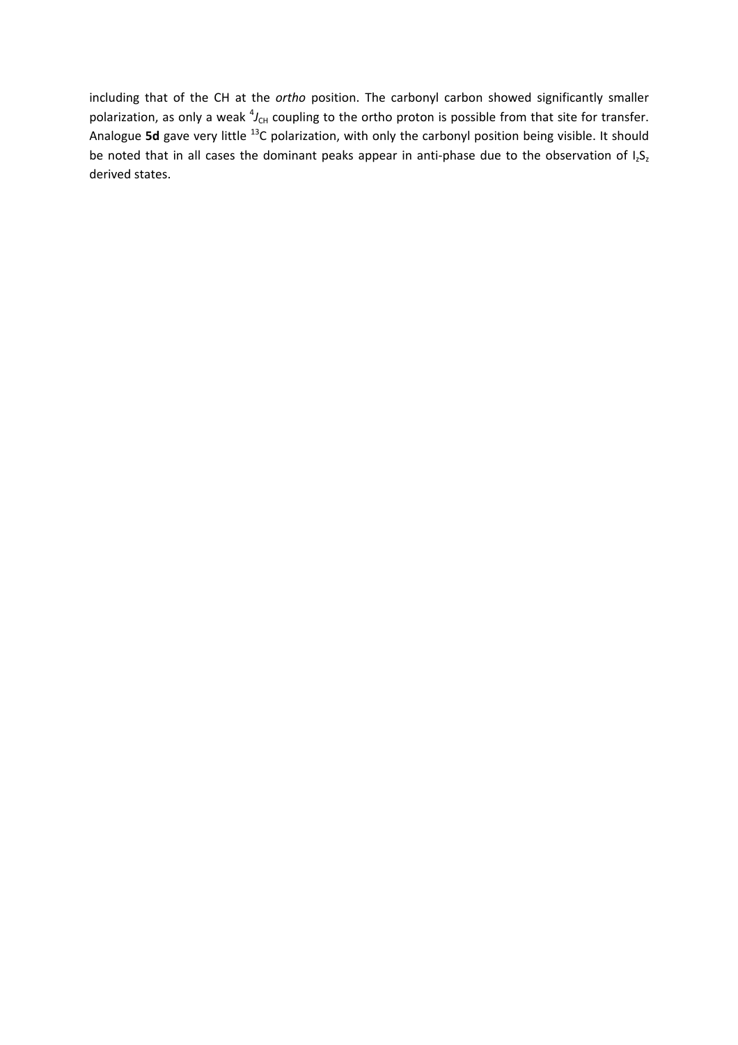including that of the CH at the *ortho* position. The carbonyl carbon showed significantly smaller polarization, as only a weak $^{4}J_{CH}$ coupling to the ortho proton is possible from that site for transfer. Analogue **5d** gave very little $^{13}C$ polarization, with only the carbonyl position being visible. It should be noted that in all cases the dominant peaks appear in anti-phase due to the observation of $I_zS_z$ derived states.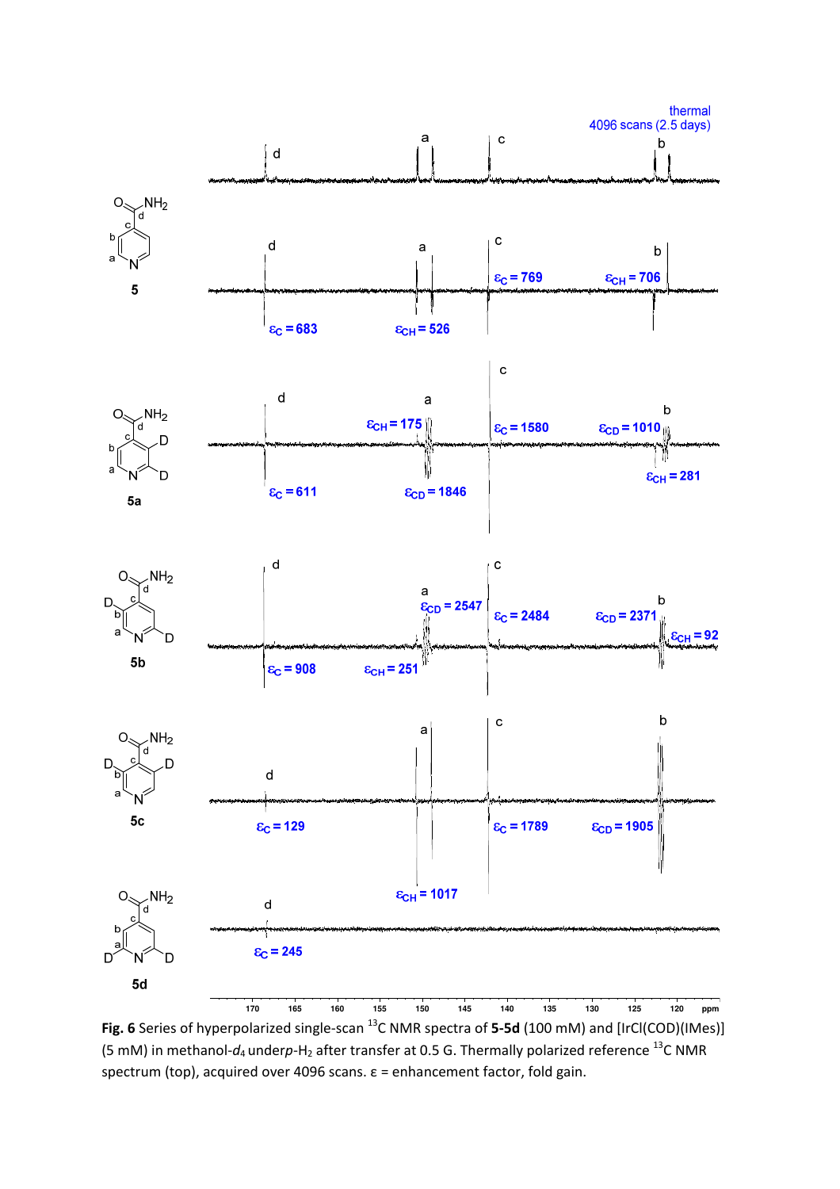**Fig. 6** Series of hyperpolarized single-scan $^{13}$C NMR spectra of **5-5d** (100 mM) and [IrCl(COD)(IMes)] (5 mM) in methanol-$d_4$ under$p$-$H_2$ after transfer at 0.5 G. Thermally polarized reference $^{13}$C NMR spectrum (top), acquired over 4096 scans. ε = enhancement factor, fold gain.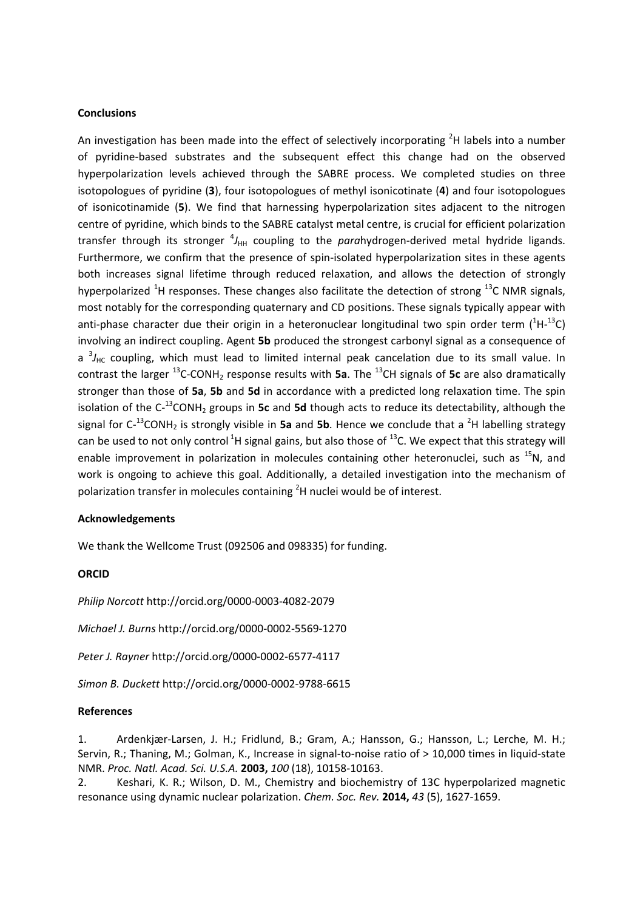## Conclusions

An investigation has been made into the effect of selectively incorporating $^{2}$H labels into a number of pyridine-based substrates and the subsequent effect this change had on the observed hyperpolarization levels achieved through the SABRE process. We completed studies on three isotopologues of pyridine (**3**), four isotopologues of methyl isonicotinate (**4**) and four isotopologues of isonicotinamide (**5**). We find that harnessing hyperpolarization sites adjacent to the nitrogen centre of pyridine, which binds to the SABRE catalyst metal centre, is crucial for efficient polarization transfer through its stronger $^{4}J_{HH}$ coupling to the *para*hydrogen-derived metal hydride ligands. Furthermore, we confirm that the presence of spin-isolated hyperpolarization sites in these agents both increases signal lifetime through reduced relaxation, and allows the detection of strongly hyperpolarized $^{1}$H responses. These changes also facilitate the detection of strong $^{13}$C NMR signals, most notably for the corresponding quaternary and CD positions. These signals typically appear with anti-phase character due their origin in a heteronuclear longitudinal two spin order term ($^{1}$H-$^{13}$C) involving an indirect coupling. Agent **5b** produced the strongest carbonyl signal as a consequence of a $^{3}J_{HC}$ coupling, which must lead to limited internal peak cancelation due to its small value. In contrast the larger $^{13}$C-CONH$_2$ response results with **5a**. The $^{13}$CH signals of **5c** are also dramatically stronger than those of **5a**, **5b** and **5d** in accordance with a predicted long relaxation time. The spin isolation of the C-$^{13}$CONH$_2$ groups in **5c** and **5d** though acts to reduce its detectability, although the signal for C-$^{13}$CONH$_2$ is strongly visible in **5a** and **5b**. Hence we conclude that a $^{2}$H labelling strategy can be used to not only control $^{1}$H signal gains, but also those of $^{13}$C. We expect that this strategy will enable improvement in polarization in molecules containing other heteronuclei, such as $^{15}$N, and work is ongoing to achieve this goal. Additionally, a detailed investigation into the mechanism of polarization transfer in molecules containing $^{2}$H nuclei would be of interest.

## Acknowledgements

We thank the Wellcome Trust (092506 and 098335) for funding.

## ORCID

*Philip Norcott* http://orcid.org/0000-0003-4082-2079

*Michael J. Burns* http://orcid.org/0000-0002-5569-1270

*Peter J. Rayner* http://orcid.org/0000-0002-6577-4117

*Simon B. Duckett* http://orcid.org/0000-0002-9788-6615

## References

1. Ardenkjær-Larsen, J. H.; Fridlund, B.; Gram, A.; Hansson, G.; Hansson, L.; Lerche, M. H.; Servin, R.; Thaning, M.; Golman, K., Increase in signal-to-noise ratio of > 10,000 times in liquid-state NMR. *Proc. Natl. Acad. Sci. U.S.A.* **2003,** *100* (18), 10158-10163.
2. Keshari, K. R.; Wilson, D. M., Chemistry and biochemistry of 13C hyperpolarized magnetic resonance using dynamic nuclear polarization. *Chem. Soc. Rev.* **2014,** *43* (5), 1627-1659.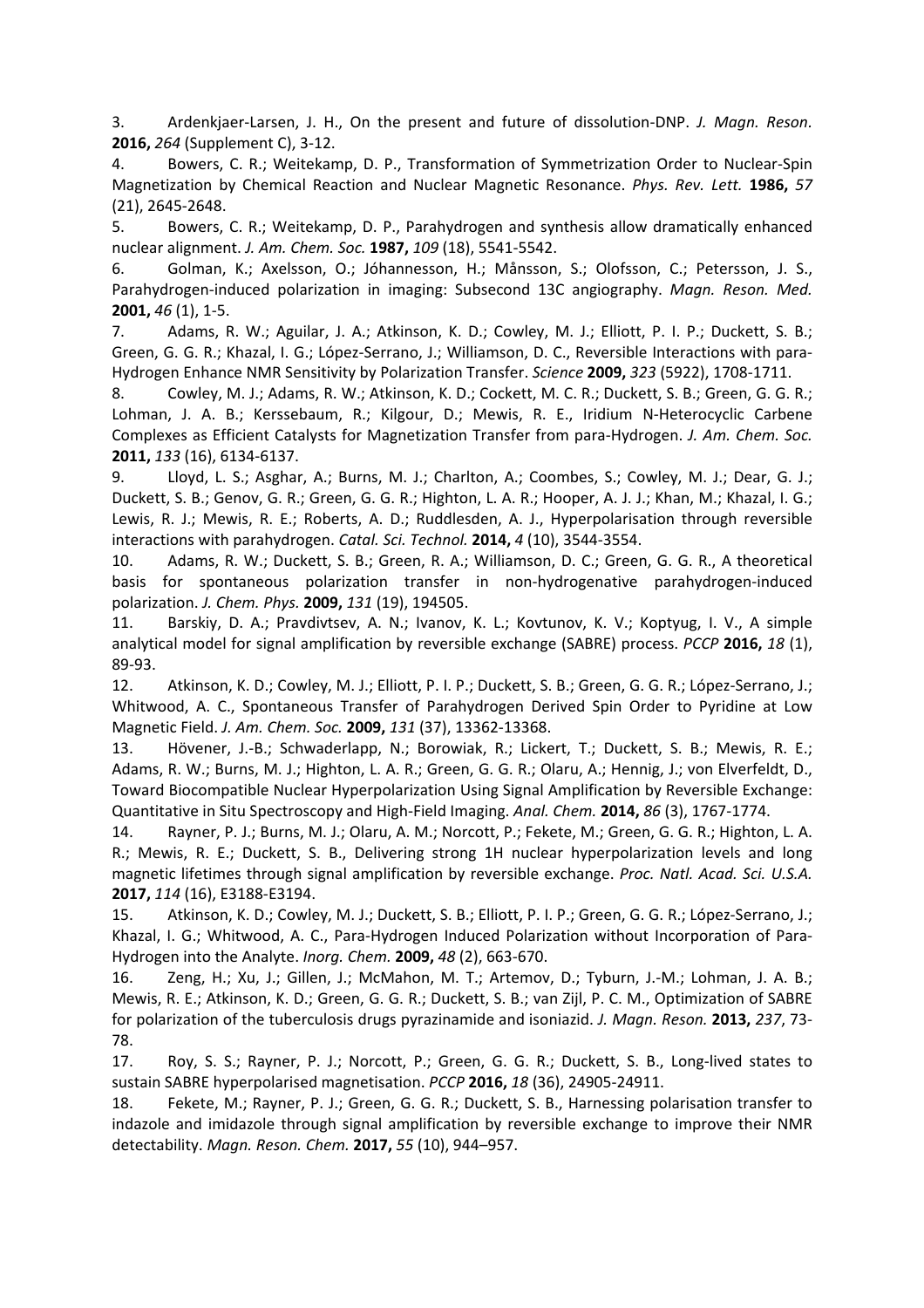3. Ardenkjaer-Larsen, J. H., On the present and future of dissolution-DNP. *J. Magn. Reson.* **2016,** *264* (Supplement C), 3-12.

4. Bowers, C. R.; Weitekamp, D. P., Transformation of Symmetrization Order to Nuclear-Spin Magnetization by Chemical Reaction and Nuclear Magnetic Resonance. *Phys. Rev. Lett.* **1986,** *57* (21), 2645-2648.

5. Bowers, C. R.; Weitekamp, D. P., Parahydrogen and synthesis allow dramatically enhanced nuclear alignment. *J. Am. Chem. Soc.* **1987,** *109* (18), 5541-5542.

6. Golman, K.; Axelsson, O.; Jóhannesson, H.; Månsson, S.; Olofsson, C.; Petersson, J. S., Parahydrogen-induced polarization in imaging: Subsecond 13C angiography. *Magn. Reson. Med.* **2001,** *46* (1), 1-5.

7. Adams, R. W.; Aguilar, J. A.; Atkinson, K. D.; Cowley, M. J.; Elliott, P. I. P.; Duckett, S. B.; Green, G. G. R.; Khazal, I. G.; López-Serrano, J.; Williamson, D. C., Reversible Interactions with para-Hydrogen Enhance NMR Sensitivity by Polarization Transfer. *Science* **2009,** *323* (5922), 1708-1711.

8. Cowley, M. J.; Adams, R. W.; Atkinson, K. D.; Cockett, M. C. R.; Duckett, S. B.; Green, G. G. R.; Lohman, J. A. B.; Kerssebaum, R.; Kilgour, D.; Mewis, R. E., Iridium N-Heterocyclic Carbene Complexes as Efficient Catalysts for Magnetization Transfer from para-Hydrogen. *J. Am. Chem. Soc.* **2011,** *133* (16), 6134-6137.

9. Lloyd, L. S.; Asghar, A.; Burns, M. J.; Charlton, A.; Coombes, S.; Cowley, M. J.; Dear, G. J.; Duckett, S. B.; Genov, G. R.; Green, G. G. R.; Highton, L. A. R.; Hooper, A. J. J.; Khan, M.; Khazal, I. G.; Lewis, R. J.; Mewis, R. E.; Roberts, A. D.; Ruddlesden, A. J., Hyperpolarisation through reversible interactions with parahydrogen. *Catal. Sci. Technol.* **2014,** *4* (10), 3544-3554.

10. Adams, R. W.; Duckett, S. B.; Green, R. A.; Williamson, D. C.; Green, G. G. R., A theoretical basis for spontaneous polarization transfer in non-hydrogenative parahydrogen-induced polarization. *J. Chem. Phys.* **2009,** *131* (19), 194505.

11. Barskiy, D. A.; Pravdivtsev, A. N.; Ivanov, K. L.; Kovtunov, K. V.; Koptyug, I. V., A simple analytical model for signal amplification by reversible exchange (SABRE) process. *PCCP* **2016,** *18* (1), 89-93.

12. Atkinson, K. D.; Cowley, M. J.; Elliott, P. I. P.; Duckett, S. B.; Green, G. G. R.; López-Serrano, J.; Whitwood, A. C., Spontaneous Transfer of Parahydrogen Derived Spin Order to Pyridine at Low Magnetic Field. *J. Am. Chem. Soc.* **2009,** *131* (37), 13362-13368.

13. Hövener, J.-B.; Schwaderlapp, N.; Borowiak, R.; Lickert, T.; Duckett, S. B.; Mewis, R. E.; Adams, R. W.; Burns, M. J.; Highton, L. A. R.; Green, G. G. R.; Olaru, A.; Hennig, J.; von Elverfeldt, D., Toward Biocompatible Nuclear Hyperpolarization Using Signal Amplification by Reversible Exchange: Quantitative in Situ Spectroscopy and High-Field Imaging. *Anal. Chem.* **2014,** *86* (3), 1767-1774.

14. Rayner, P. J.; Burns, M. J.; Olaru, A. M.; Norcott, P.; Fekete, M.; Green, G. G. R.; Highton, L. A. R.; Mewis, R. E.; Duckett, S. B., Delivering strong 1H nuclear hyperpolarization levels and long magnetic lifetimes through signal amplification by reversible exchange. *Proc. Natl. Acad. Sci. U.S.A.* **2017,** *114* (16), E3188-E3194.

15. Atkinson, K. D.; Cowley, M. J.; Duckett, S. B.; Elliott, P. I. P.; Green, G. G. R.; López-Serrano, J.; Khazal, I. G.; Whitwood, A. C., Para-Hydrogen Induced Polarization without Incorporation of Para-Hydrogen into the Analyte. *Inorg. Chem.* **2009,** *48* (2), 663-670.

16. Zeng, H.; Xu, J.; Gillen, J.; McMahon, M. T.; Artemov, D.; Tyburn, J.-M.; Lohman, J. A. B.; Mewis, R. E.; Atkinson, K. D.; Green, G. G. R.; Duckett, S. B.; van Zijl, P. C. M., Optimization of SABRE for polarization of the tuberculosis drugs pyrazinamide and isoniazid. *J. Magn. Reson.* **2013,** *237*, 73-78.

17. Roy, S. S.; Rayner, P. J.; Norcott, P.; Green, G. G. R.; Duckett, S. B., Long-lived states to sustain SABRE hyperpolarised magnetisation. *PCCP* **2016,** *18* (36), 24905-24911.

18. Fekete, M.; Rayner, P. J.; Green, G. G. R.; Duckett, S. B., Harnessing polarisation transfer to indazole and imidazole through signal amplification by reversible exchange to improve their NMR detectability. *Magn. Reson. Chem.* **2017,** *55* (10), 944–957.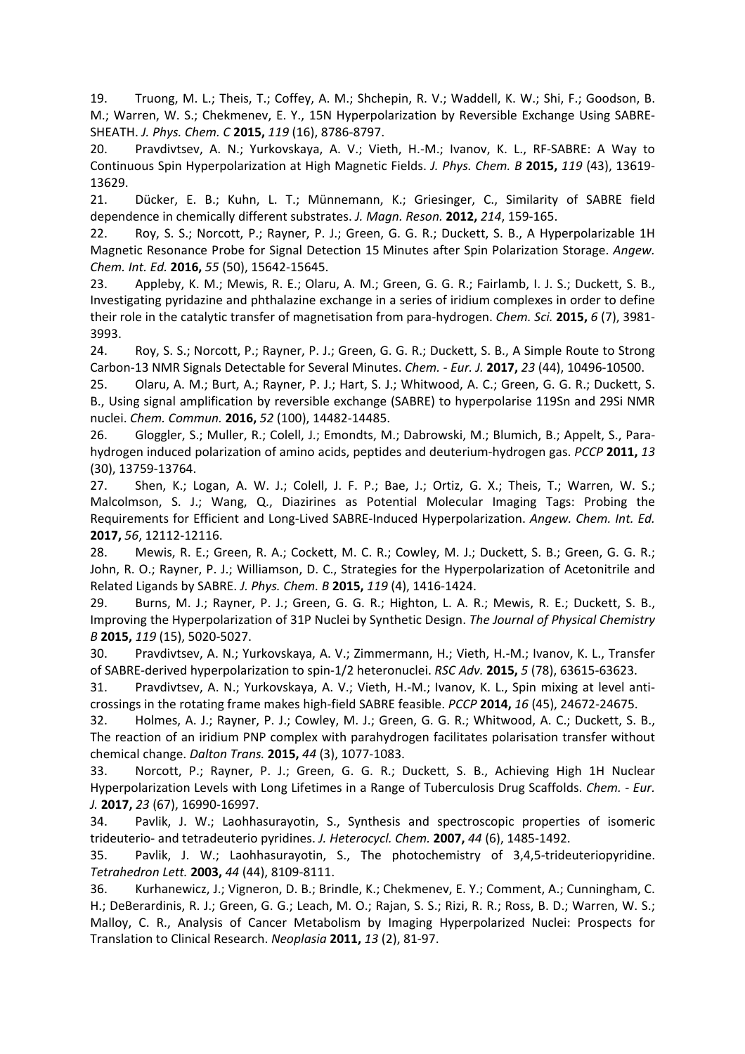19. Truong, M. L.; Theis, T.; Coffey, A. M.; Shchepin, R. V.; Waddell, K. W.; Shi, F.; Goodson, B. M.; Warren, W. S.; Chekmenev, E. Y., 15N Hyperpolarization by Reversible Exchange Using SABRE-SHEATH. *J. Phys. Chem. C* **2015,** *119* (16), 8786-8797.

20. Pravdivtsev, A. N.; Yurkovskaya, A. V.; Vieth, H.-M.; Ivanov, K. L., RF-SABRE: A Way to Continuous Spin Hyperpolarization at High Magnetic Fields. *J. Phys. Chem. B* **2015,** *119* (43), 13619-13629.

21. Dücker, E. B.; Kuhn, L. T.; Münnemann, K.; Griesinger, C., Similarity of SABRE field dependence in chemically different substrates. *J. Magn. Reson.* **2012,** *214*, 159-165.

22. Roy, S. S.; Norcott, P.; Rayner, P. J.; Green, G. G. R.; Duckett, S. B., A Hyperpolarizable 1H Magnetic Resonance Probe for Signal Detection 15 Minutes after Spin Polarization Storage. *Angew. Chem. Int. Ed.* **2016,** *55* (50), 15642-15645.

23. Appleby, K. M.; Mewis, R. E.; Olaru, A. M.; Green, G. G. R.; Fairlamb, I. J. S.; Duckett, S. B., Investigating pyridazine and phthalazine exchange in a series of iridium complexes in order to define their role in the catalytic transfer of magnetisation from para-hydrogen. *Chem. Sci.* **2015,** *6* (7), 3981-3993.

24. Roy, S. S.; Norcott, P.; Rayner, P. J.; Green, G. G. R.; Duckett, S. B., A Simple Route to Strong Carbon-13 NMR Signals Detectable for Several Minutes. *Chem. - Eur. J.* **2017,** *23* (44), 10496-10500.

25. Olaru, A. M.; Burt, A.; Rayner, P. J.; Hart, S. J.; Whitwood, A. C.; Green, G. G. R.; Duckett, S. B., Using signal amplification by reversible exchange (SABRE) to hyperpolarise 119Sn and 29Si NMR nuclei. *Chem. Commun.* **2016,** *52* (100), 14482-14485.

26. Gloggler, S.; Muller, R.; Colell, J.; Emondts, M.; Dabrowski, M.; Blumich, B.; Appelt, S., Para-hydrogen induced polarization of amino acids, peptides and deuterium-hydrogen gas. *PCCP* **2011,** *13* (30), 13759-13764.

27. Shen, K.; Logan, A. W. J.; Colell, J. F. P.; Bae, J.; Ortiz, G. X.; Theis, T.; Warren, W. S.; Malcolmson, S. J.; Wang, Q., Diazirines as Potential Molecular Imaging Tags: Probing the Requirements for Efficient and Long-Lived SABRE-Induced Hyperpolarization. *Angew. Chem. Int. Ed.* **2017,** *56*, 12112-12116.

28. Mewis, R. E.; Green, R. A.; Cockett, M. C. R.; Cowley, M. J.; Duckett, S. B.; Green, G. G. R.; John, R. O.; Rayner, P. J.; Williamson, D. C., Strategies for the Hyperpolarization of Acetonitrile and Related Ligands by SABRE. *J. Phys. Chem. B* **2015,** *119* (4), 1416-1424.

29. Burns, M. J.; Rayner, P. J.; Green, G. G. R.; Highton, L. A. R.; Mewis, R. E.; Duckett, S. B., Improving the Hyperpolarization of 31P Nuclei by Synthetic Design. *The Journal of Physical Chemistry B* **2015,** *119* (15), 5020-5027.

30. Pravdivtsev, A. N.; Yurkovskaya, A. V.; Zimmermann, H.; Vieth, H.-M.; Ivanov, K. L., Transfer of SABRE-derived hyperpolarization to spin-1/2 heteronuclei. *RSC Adv.* **2015,** *5* (78), 63615-63623.

31. Pravdivtsev, A. N.; Yurkovskaya, A. V.; Vieth, H.-M.; Ivanov, K. L., Spin mixing at level anti-crossings in the rotating frame makes high-field SABRE feasible. *PCCP* **2014,** *16* (45), 24672-24675.

32. Holmes, A. J.; Rayner, P. J.; Cowley, M. J.; Green, G. G. R.; Whitwood, A. C.; Duckett, S. B., The reaction of an iridium PNP complex with parahydrogen facilitates polarisation transfer without chemical change. *Dalton Trans.* **2015,** *44* (3), 1077-1083.

33. Norcott, P.; Rayner, P. J.; Green, G. G. R.; Duckett, S. B., Achieving High 1H Nuclear Hyperpolarization Levels with Long Lifetimes in a Range of Tuberculosis Drug Scaffolds. *Chem. - Eur. J.* **2017,** *23* (67), 16990-16997.

34. Pavlik, J. W.; Laohhasurayotin, S., Synthesis and spectroscopic properties of isomeric trideuterio- and tetradeuterio pyridines. *J. Heterocycl. Chem.* **2007,** *44* (6), 1485-1492.

35. Pavlik, J. W.; Laohhasurayotin, S., The photochemistry of 3,4,5-trideuteriopyridine. *Tetrahedron Lett.* **2003,** *44* (44), 8109-8111.

36. Kurhanewicz, J.; Vigneron, D. B.; Brindle, K.; Chekmenev, E. Y.; Comment, A.; Cunningham, C. H.; DeBerardinis, R. J.; Green, G. G.; Leach, M. O.; Rajan, S. S.; Rizi, R. R.; Ross, B. D.; Warren, W. S.; Malloy, C. R., Analysis of Cancer Metabolism by Imaging Hyperpolarized Nuclei: Prospects for Translation to Clinical Research. *Neoplasia* **2011,** *13* (2), 81-97.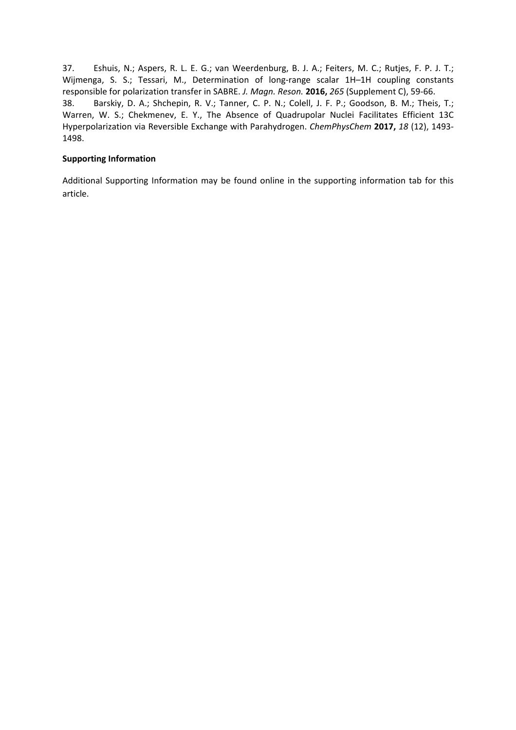37. Eshuis, N.; Aspers, R. L. E. G.; van Weerdenburg, B. J. A.; Feiters, M. C.; Rutjes, F. P. J. T.; Wijmenga, S. S.; Tessari, M., Determination of long-range scalar 1H–1H coupling constants responsible for polarization transfer in SABRE. *J. Magn. Reson.* **2016,** *265* (Supplement C), 59-66.

38. Barskiy, D. A.; Shchepin, R. V.; Tanner, C. P. N.; Colell, J. F. P.; Goodson, B. M.; Theis, T.; Warren, W. S.; Chekmenev, E. Y., The Absence of Quadrupolar Nuclei Facilitates Efficient 13C Hyperpolarization via Reversible Exchange with Parahydrogen. *ChemPhysChem* **2017,** *18* (12), 1493-1498.

**Supporting Information**

Additional Supporting Information may be found online in the supporting information tab for this article.